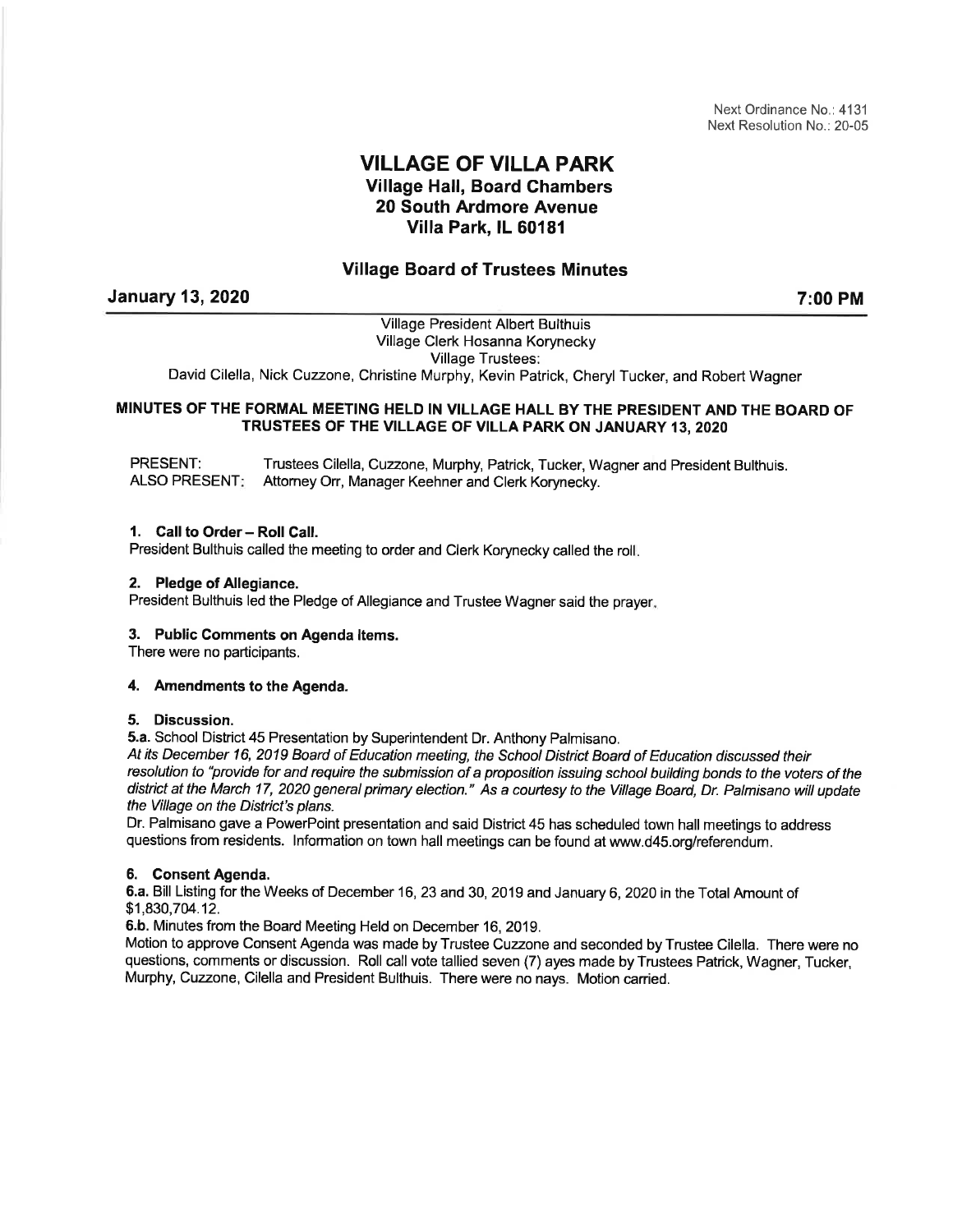Next Ordinance No.: 4131
Next Resolution No.: 20-05

# VILLAGE OF VILLA PARK

## Village Hall, Board Chambers
## 20 South Ardmore Avenue
## Villa Park, IL 60181

### Village Board of Trustees Minutes

**January 13, 2020** **7:00 PM**

Village President Albert Bulthuis
Village Clerk Hosanna Korynecky
Village Trustees:
David Cilella, Nick Cuzzone, Christine Murphy, Kevin Patrick, Cheryl Tucker, and Robert Wagner

**MINUTES OF THE FORMAL MEETING HELD IN VILLAGE HALL BY THE PRESIDENT AND THE BOARD OF TRUSTEES OF THE VILLAGE OF VILLA PARK ON JANUARY 13, 2020**

PRESENT: Trustees Cilella, Cuzzone, Murphy, Patrick, Tucker, Wagner and President Bulthuis.
ALSO PRESENT: Attorney Orr, Manager Keehner and Clerk Korynecky.

**1. Call to Order – Roll Call.**
President Bulthuis called the meeting to order and Clerk Korynecky called the roll.

**2. Pledge of Allegiance.**
President Bulthuis led the Pledge of Allegiance and Trustee Wagner said the prayer.

**3. Public Comments on Agenda Items.**
There were no participants.

**4. Amendments to the Agenda.**

**5. Discussion.**
**5.a.** School District 45 Presentation by Superintendent Dr. Anthony Palmisano.
*At its December 16, 2019 Board of Education meeting, the School District Board of Education discussed their resolution to "provide for and require the submission of a proposition issuing school building bonds to the voters of the district at the March 17, 2020 general primary election." As a courtesy to the Village Board, Dr. Palmisano will update the Village on the District's plans.*
Dr. Palmisano gave a PowerPoint presentation and said District 45 has scheduled town hall meetings to address questions from residents. Information on town hall meetings can be found at www.d45.org/referendum.

**6. Consent Agenda.**
**6.a.** Bill Listing for the Weeks of December 16, 23 and 30, 2019 and January 6, 2020 in the Total Amount of $1,830,704.12.
**6.b.** Minutes from the Board Meeting Held on December 16, 2019.
Motion to approve Consent Agenda was made by Trustee Cuzzone and seconded by Trustee Cilella. There were no questions, comments or discussion. Roll call vote tallied seven (7) ayes made by Trustees Patrick, Wagner, Tucker, Murphy, Cuzzone, Cilella and President Bulthuis. There were no nays. Motion carried.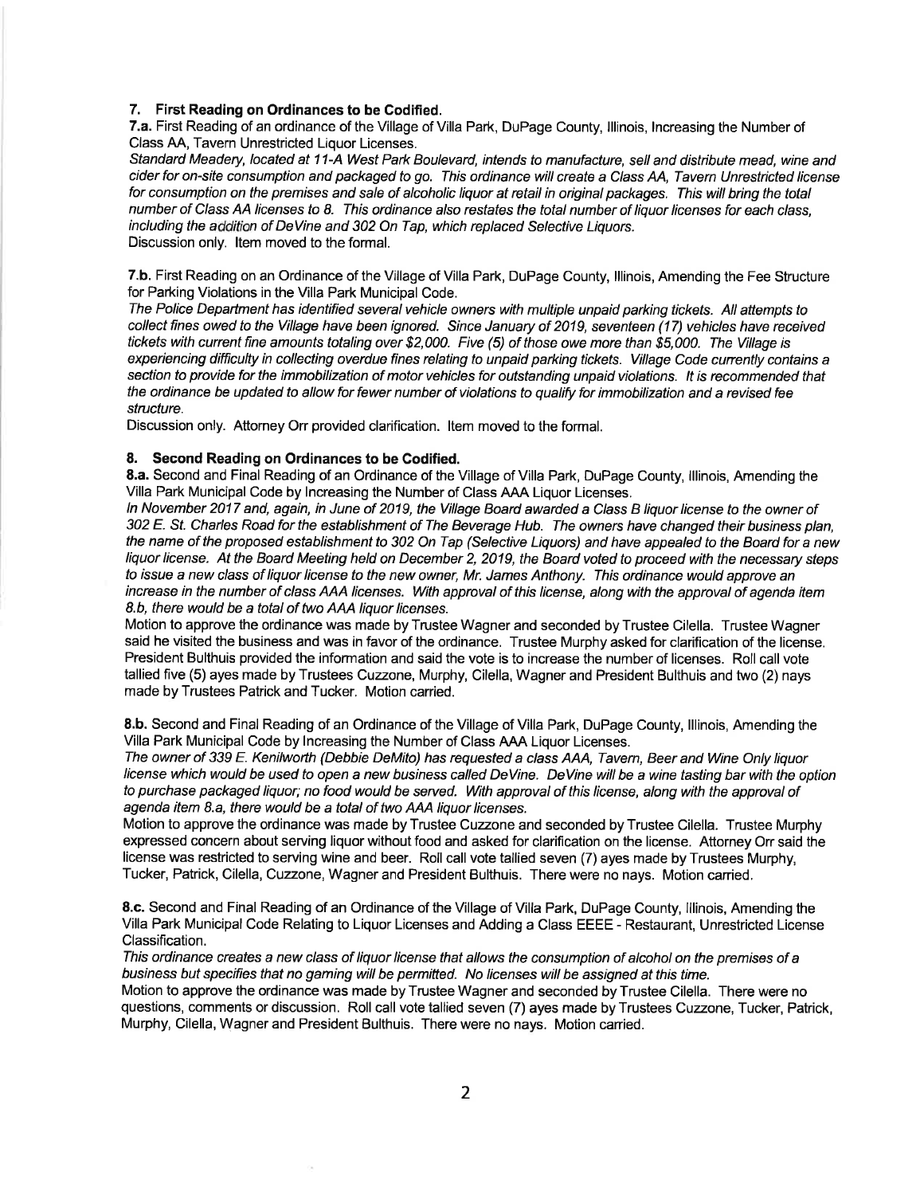### 7. First Reading on Ordinances to be Codified.

**7.a.** First Reading of an ordinance of the Village of Villa Park, DuPage County, Illinois, Increasing the Number of Class AA, Tavern Unrestricted Liquor Licenses.

*Standard Meadery, located at 11-A West Park Boulevard, intends to manufacture, sell and distribute mead, wine and cider for on-site consumption and packaged to go. This ordinance will create a Class AA, Tavern Unrestricted license for consumption on the premises and sale of alcoholic liquor at retail in original packages. This will bring the total number of Class AA licenses to 8. This ordinance also restates the total number of liquor licenses for each class, including the addition of DeVine and 302 On Tap, which replaced Selective Liquors.*

Discussion only. Item moved to the formal.

**7.b.** First Reading on an Ordinance of the Village of Villa Park, DuPage County, Illinois, Amending the Fee Structure for Parking Violations in the Villa Park Municipal Code.

*The Police Department has identified several vehicle owners with multiple unpaid parking tickets. All attempts to collect fines owed to the Village have been ignored. Since January of 2019, seventeen (17) vehicles have received tickets with current fine amounts totaling over $2,000. Five (5) of those owe more than $5,000. The Village is experiencing difficulty in collecting overdue fines relating to unpaid parking tickets. Village Code currently contains a section to provide for the immobilization of motor vehicles for outstanding unpaid violations. It is recommended that the ordinance be updated to allow for fewer number of violations to qualify for immobilization and a revised fee structure.*

Discussion only. Attorney Orr provided clarification. Item moved to the formal.

### 8. Second Reading on Ordinances to be Codified.

**8.a.** Second and Final Reading of an Ordinance of the Village of Villa Park, DuPage County, Illinois, Amending the Villa Park Municipal Code by Increasing the Number of Class AAA Liquor Licenses.

*In November 2017 and, again, in June of 2019, the Village Board awarded a Class B liquor license to the owner of 302 E. St. Charles Road for the establishment of The Beverage Hub. The owners have changed their business plan, the name of the proposed establishment to 302 On Tap (Selective Liquors) and have appealed to the Board for a new liquor license. At the Board Meeting held on December 2, 2019, the Board voted to proceed with the necessary steps to issue a new class of liquor license to the new owner, Mr. James Anthony. This ordinance would approve an increase in the number of class AAA licenses. With approval of this license, along with the approval of agenda item 8.b, there would be a total of two AAA liquor licenses.*

Motion to approve the ordinance was made by Trustee Wagner and seconded by Trustee Cilella. Trustee Wagner said he visited the business and was in favor of the ordinance. Trustee Murphy asked for clarification of the license. President Bulthuis provided the information and said the vote is to increase the number of licenses. Roll call vote tallied five (5) ayes made by Trustees Cuzzone, Murphy, Cilella, Wagner and President Bulthuis and two (2) nays made by Trustees Patrick and Tucker. Motion carried.

**8.b.** Second and Final Reading of an Ordinance of the Village of Villa Park, DuPage County, Illinois, Amending the Villa Park Municipal Code by Increasing the Number of Class AAA Liquor Licenses.

*The owner of 339 E. Kenilworth (Debbie DeMito) has requested a class AAA, Tavern, Beer and Wine Only liquor license which would be used to open a new business called DeVine. DeVine will be a wine tasting bar with the option to purchase packaged liquor; no food would be served. With approval of this license, along with the approval of agenda item 8.a, there would be a total of two AAA liquor licenses.*

Motion to approve the ordinance was made by Trustee Cuzzone and seconded by Trustee Cilella. Trustee Murphy expressed concern about serving liquor without food and asked for clarification on the license. Attorney Orr said the license was restricted to serving wine and beer. Roll call vote tallied seven (7) ayes made by Trustees Murphy, Tucker, Patrick, Cilella, Cuzzone, Wagner and President Bulthuis. There were no nays. Motion carried.

**8.c.** Second and Final Reading of an Ordinance of the Village of Villa Park, DuPage County, Illinois, Amending the Villa Park Municipal Code Relating to Liquor Licenses and Adding a Class EEEE - Restaurant, Unrestricted License Classification.

*This ordinance creates a new class of liquor license that allows the consumption of alcohol on the premises of a business but specifies that no gaming will be permitted. No licenses will be assigned at this time.*

Motion to approve the ordinance was made by Trustee Wagner and seconded by Trustee Cilella. There were no questions, comments or discussion. Roll call vote tallied seven (7) ayes made by Trustees Cuzzone, Tucker, Patrick, Murphy, Cilella, Wagner and President Bulthuis. There were no nays. Motion carried.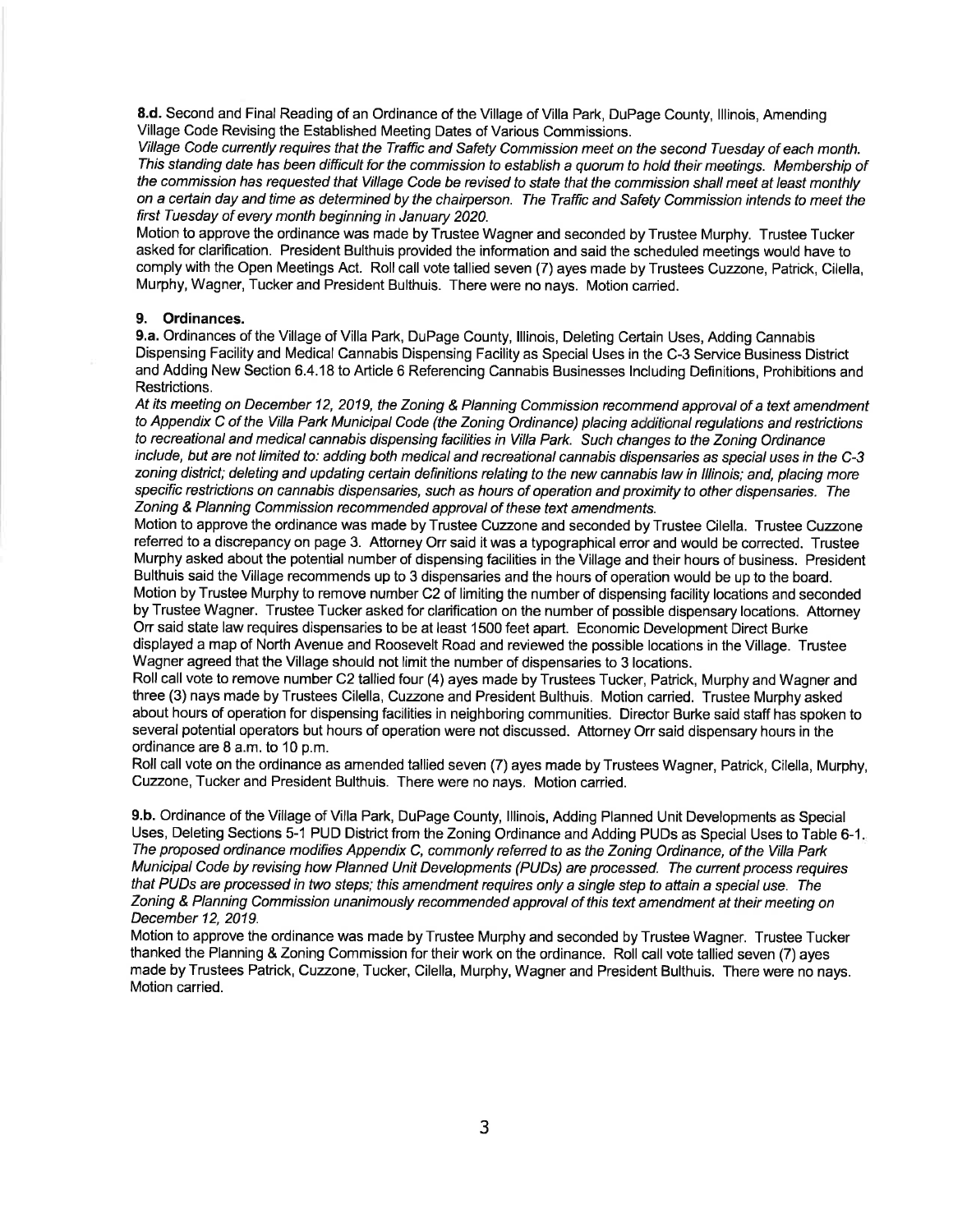**8.d.** Second and Final Reading of an Ordinance of the Village of Villa Park, DuPage County, Illinois, Amending Village Code Revising the Established Meeting Dates of Various Commissions.

*Village Code currently requires that the Traffic and Safety Commission meet on the second Tuesday of each month. This standing date has been difficult for the commission to establish a quorum to hold their meetings. Membership of the commission has requested that Village Code be revised to state that the commission shall meet at least monthly on a certain day and time as determined by the chairperson. The Traffic and Safety Commission intends to meet the first Tuesday of every month beginning in January 2020.*

Motion to approve the ordinance was made by Trustee Wagner and seconded by Trustee Murphy. Trustee Tucker asked for clarification. President Bulthuis provided the information and said the scheduled meetings would have to comply with the Open Meetings Act. Roll call vote tallied seven (7) ayes made by Trustees Cuzzone, Patrick, Cilella, Murphy, Wagner, Tucker and President Bulthuis. There were no nays. Motion carried.

## 9. Ordinances.

**9.a.** Ordinances of the Village of Villa Park, DuPage County, Illinois, Deleting Certain Uses, Adding Cannabis Dispensing Facility and Medical Cannabis Dispensing Facility as Special Uses in the C-3 Service Business District and Adding New Section 6.4.18 to Article 6 Referencing Cannabis Businesses Including Definitions, Prohibitions and Restrictions.

*At its meeting on December 12, 2019, the Zoning & Planning Commission recommend approval of a text amendment to Appendix C of the Villa Park Municipal Code (the Zoning Ordinance) placing additional regulations and restrictions to recreational and medical cannabis dispensing facilities in Villa Park. Such changes to the Zoning Ordinance include, but are not limited to: adding both medical and recreational cannabis dispensaries as special uses in the C-3 zoning district; deleting and updating certain definitions relating to the new cannabis law in Illinois; and, placing more specific restrictions on cannabis dispensaries, such as hours of operation and proximity to other dispensaries. The Zoning & Planning Commission recommended approval of these text amendments.*

Motion to approve the ordinance was made by Trustee Cuzzone and seconded by Trustee Cilella. Trustee Cuzzone referred to a discrepancy on page 3. Attorney Orr said it was a typographical error and would be corrected. Trustee Murphy asked about the potential number of dispensing facilities in the Village and their hours of business. President Bulthuis said the Village recommends up to 3 dispensaries and the hours of operation would be up to the board. Motion by Trustee Murphy to remove number C2 of limiting the number of dispensing facility locations and seconded by Trustee Wagner. Trustee Tucker asked for clarification on the number of possible dispensary locations. Attorney Orr said state law requires dispensaries to be at least 1500 feet apart. Economic Development Direct Burke displayed a map of North Avenue and Roosevelt Road and reviewed the possible locations in the Village. Trustee Wagner agreed that the Village should not limit the number of dispensaries to 3 locations.

Roll call vote to remove number C2 tallied four (4) ayes made by Trustees Tucker, Patrick, Murphy and Wagner and three (3) nays made by Trustees Cilella, Cuzzone and President Bulthuis. Motion carried. Trustee Murphy asked about hours of operation for dispensing facilities in neighboring communities. Director Burke said staff has spoken to several potential operators but hours of operation were not discussed. Attorney Orr said dispensary hours in the ordinance are 8 a.m. to 10 p.m.

Roll call vote on the ordinance as amended tallied seven (7) ayes made by Trustees Wagner, Patrick, Cilella, Murphy, Cuzzone, Tucker and President Bulthuis. There were no nays. Motion carried.

**9.b.** Ordinance of the Village of Villa Park, DuPage County, Illinois, Adding Planned Unit Developments as Special Uses, Deleting Sections 5-1 PUD District from the Zoning Ordinance and Adding PUDs as Special Uses to Table 6-1.

*The proposed ordinance modifies Appendix C, commonly referred to as the Zoning Ordinance, of the Villa Park Municipal Code by revising how Planned Unit Developments (PUDs) are processed. The current process requires that PUDs are processed in two steps; this amendment requires only a single step to attain a special use. The Zoning & Planning Commission unanimously recommended approval of this text amendment at their meeting on December 12, 2019.*

Motion to approve the ordinance was made by Trustee Murphy and seconded by Trustee Wagner. Trustee Tucker thanked the Planning & Zoning Commission for their work on the ordinance. Roll call vote tallied seven (7) ayes made by Trustees Patrick, Cuzzone, Tucker, Cilella, Murphy, Wagner and President Bulthuis. There were no nays. Motion carried.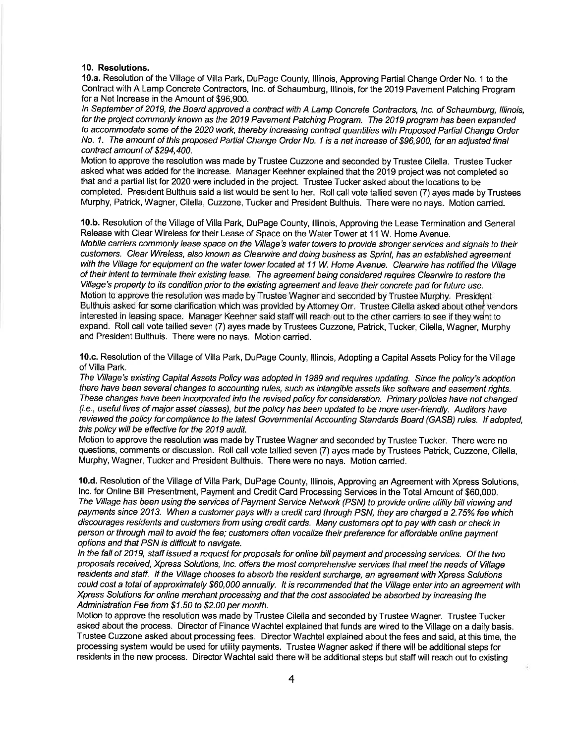**10. Resolutions.**

**10.a.** Resolution of the Village of Villa Park, DuPage County, Illinois, Approving Partial Change Order No. 1 to the Contract with A Lamp Concrete Contractors, Inc. of Schaumburg, Illinois, for the 2019 Pavement Patching Program for a Net Increase in the Amount of $96,900.

*In September of 2019, the Board approved a contract with A Lamp Concrete Contractors, Inc. of Schaumburg, Illinois, for the project commonly known as the 2019 Pavement Patching Program. The 2019 program has been expanded to accommodate some of the 2020 work, thereby increasing contract quantities with Proposed Partial Change Order No. 1. The amount of this proposed Partial Change Order No. 1 is a net increase of $96,900, for an adjusted final contract amount of $294,400.*

Motion to approve the resolution was made by Trustee Cuzzone and seconded by Trustee Cilella. Trustee Tucker asked what was added for the increase. Manager Keehner explained that the 2019 project was not completed so that and a partial list for 2020 were included in the project. Trustee Tucker asked about the locations to be completed. President Bulthuis said a list would be sent to her. Roll call vote tallied seven (7) ayes made by Trustees Murphy, Patrick, Wagner, Cilella, Cuzzone, Tucker and President Bulthuis. There were no nays. Motion carried.

**10.b.** Resolution of the Village of Villa Park, DuPage County, Illinois, Approving the Lease Termination and General Release with Clear Wireless for their Lease of Space on the Water Tower at 11 W. Home Avenue.

*Mobile carriers commonly lease space on the Village's water towers to provide stronger services and signals to their customers. Clear Wireless, also known as Clearwire and doing business as Sprint, has an established agreement with the Village for equipment on the water tower located at 11 W. Home Avenue. Clearwire has notified the Village of their intent to terminate their existing lease. The agreement being considered requires Clearwire to restore the Village's property to its condition prior to the existing agreement and leave their concrete pad for future use.*

Motion to approve the resolution was made by Trustee Wagner and seconded by Trustee Murphy. President Bulthuis asked for some clarification which was provided by Attorney Orr. Trustee Cilella asked about other vendors interested in leasing space. Manager Keehner said staff will reach out to the other carriers to see if they want to expand. Roll call vote tallied seven (7) ayes made by Trustees Cuzzone, Patrick, Tucker, Cilella, Wagner, Murphy and President Bulthuis. There were no nays. Motion carried.

**10.c.** Resolution of the Village of Villa Park, DuPage County, Illinois, Adopting a Capital Assets Policy for the Village of Villa Park.

*The Village's existing Capital Assets Policy was adopted in 1989 and requires updating. Since the policy's adoption there have been several changes to accounting rules, such as intangible assets like software and easement rights. These changes have been incorporated into the revised policy for consideration. Primary policies have not changed (i.e., useful lives of major asset classes), but the policy has been updated to be more user-friendly. Auditors have reviewed the policy for compliance to the latest Governmental Accounting Standards Board (GASB) rules. If adopted, this policy will be effective for the 2019 audit.*

Motion to approve the resolution was made by Trustee Wagner and seconded by Trustee Tucker. There were no questions, comments or discussion. Roll call vote tallied seven (7) ayes made by Trustees Patrick, Cuzzone, Cilella, Murphy, Wagner, Tucker and President Bulthuis. There were no nays. Motion carried.

**10.d.** Resolution of the Village of Villa Park, DuPage County, Illinois, Approving an Agreement with Xpress Solutions, Inc. for Online Bill Presentment, Payment and Credit Card Processing Services in the Total Amount of $60,000.

*The Village has been using the services of Payment Service Network (PSN) to provide online utility bill viewing and payments since 2013. When a customer pays with a credit card through PSN, they are charged a 2.75% fee which discourages residents and customers from using credit cards. Many customers opt to pay with cash or check in person or through mail to avoid the fee; customers often vocalize their preference for affordable online payment options and that PSN is difficult to navigate.*

*In the fall of 2019, staff issued a request for proposals for online bill payment and processing services. Of the two proposals received, Xpress Solutions, Inc. offers the most comprehensive services that meet the needs of Village residents and staff. If the Village chooses to absorb the resident surcharge, an agreement with Xpress Solutions could cost a total of approximately $60,000 annually. It is recommended that the Village enter into an agreement with Xpress Solutions for online merchant processing and that the cost associated be absorbed by increasing the Administration Fee from $1.50 to $2.00 per month.*

Motion to approve the resolution was made by Trustee Cilella and seconded by Trustee Wagner. Trustee Tucker asked about the process. Director of Finance Wachtel explained that funds are wired to the Village on a daily basis. Trustee Cuzzone asked about processing fees. Director Wachtel explained about the fees and said, at this time, the processing system would be used for utility payments. Trustee Wagner asked if there will be additional steps for residents in the new process. Director Wachtel said there will be additional steps but staff will reach out to existing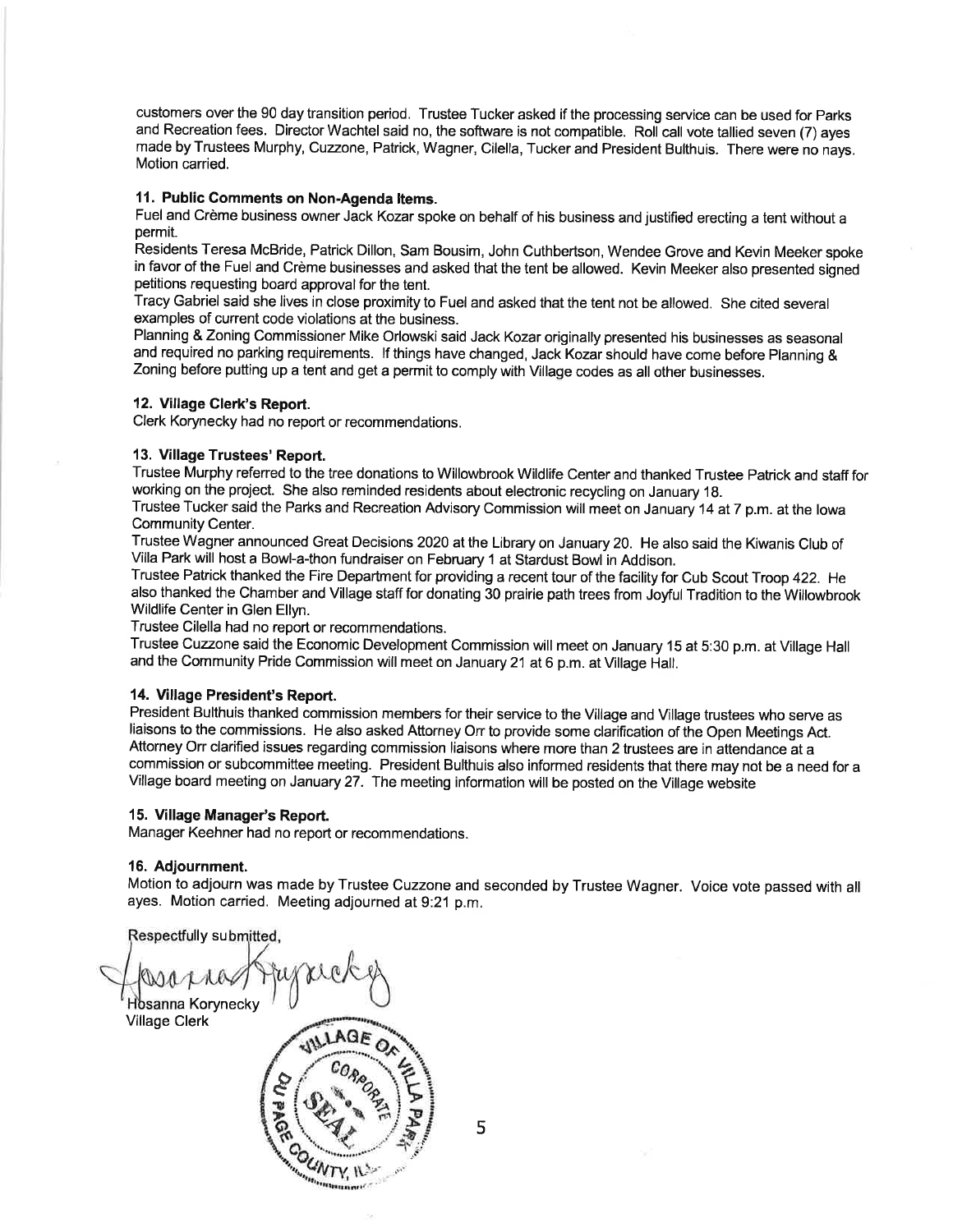customers over the 90 day transition period. Trustee Tucker asked if the processing service can be used for Parks and Recreation fees. Director Wachtel said no, the software is not compatible. Roll call vote tallied seven (7) ayes made by Trustees Murphy, Cuzzone, Patrick, Wagner, Cilella, Tucker and President Bulthuis. There were no nays. Motion carried.

**11. Public Comments on Non-Agenda Items.**

Fuel and Crème business owner Jack Kozar spoke on behalf of his business and justified erecting a tent without a permit.

Residents Teresa McBride, Patrick Dillon, Sam Bousim, John Cuthbertson, Wendee Grove and Kevin Meeker spoke in favor of the Fuel and Crème businesses and asked that the tent be allowed. Kevin Meeker also presented signed petitions requesting board approval for the tent.

Tracy Gabriel said she lives in close proximity to Fuel and asked that the tent not be allowed. She cited several examples of current code violations at the business.

Planning & Zoning Commissioner Mike Orlowski said Jack Kozar originally presented his businesses as seasonal and required no parking requirements. If things have changed, Jack Kozar should have come before Planning & Zoning before putting up a tent and get a permit to comply with Village codes as all other businesses.

**12. Village Clerk's Report.**

Clerk Korynecky had no report or recommendations.

**13. Village Trustees' Report.**

Trustee Murphy referred to the tree donations to Willowbrook Wildlife Center and thanked Trustee Patrick and staff for working on the project. She also reminded residents about electronic recycling on January 18.

Trustee Tucker said the Parks and Recreation Advisory Commission will meet on January 14 at 7 p.m. at the Iowa Community Center.

Trustee Wagner announced Great Decisions 2020 at the Library on January 20. He also said the Kiwanis Club of Villa Park will host a Bowl-a-thon fundraiser on February 1 at Stardust Bowl in Addison.

Trustee Patrick thanked the Fire Department for providing a recent tour of the facility for Cub Scout Troop 422. He also thanked the Chamber and Village staff for donating 30 prairie path trees from Joyful Tradition to the Willowbrook Wildlife Center in Glen Ellyn.

Trustee Cilella had no report or recommendations.

Trustee Cuzzone said the Economic Development Commission will meet on January 15 at 5:30 p.m. at Village Hall and the Community Pride Commission will meet on January 21 at 6 p.m. at Village Hall.

**14. Village President's Report.**

President Bulthuis thanked commission members for their service to the Village and Village trustees who serve as liaisons to the commissions. He also asked Attorney Orr to provide some clarification of the Open Meetings Act. Attorney Orr clarified issues regarding commission liaisons where more than 2 trustees are in attendance at a commission or subcommittee meeting. President Bulthuis also informed residents that there may not be a need for a Village board meeting on January 27. The meeting information will be posted on the Village website

**15. Village Manager's Report.**

Manager Keehner had no report or recommendations.

**16. Adjournment.**

Motion to adjourn was made by Trustee Cuzzone and seconded by Trustee Wagner. Voice vote passed with all ayes. Motion carried. Meeting adjourned at 9:21 p.m.

Respectfully submitted,

Hosanna Korynecky
Village Clerk

VILLAGE OF VILLA PARK CORPORATE SEAL DU PAGE COUNTY, ILL.